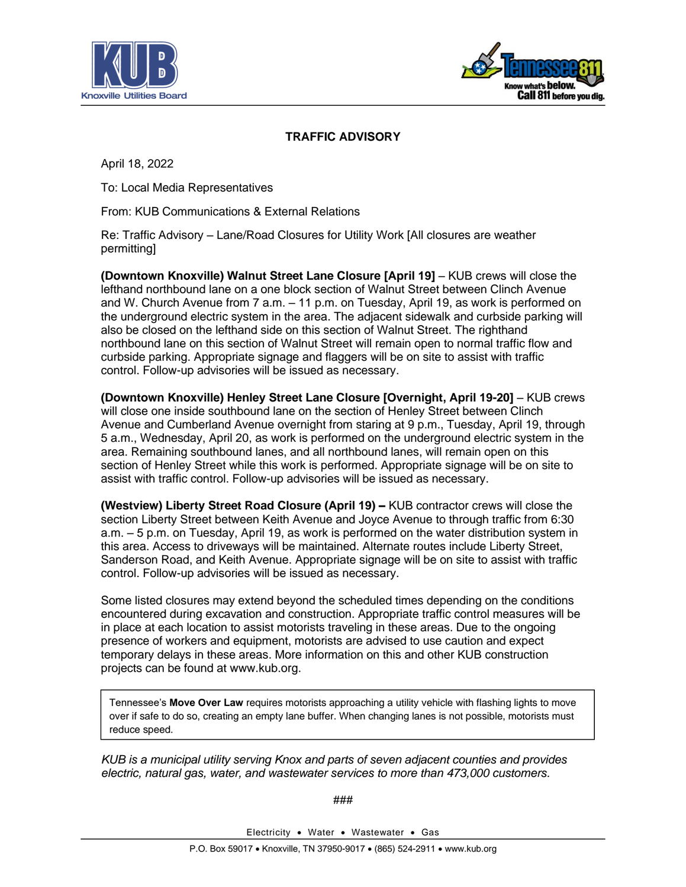KUB Knoxville Utilities Board

Tennessee 811 Know what's below. Call 811 before you dig.

## TRAFFIC ADVISORY

April 18, 2022

To: Local Media Representatives

From: KUB Communications & External Relations

Re: Traffic Advisory – Lane/Road Closures for Utility Work [All closures are weather permitting]

**(Downtown Knoxville) Walnut Street Lane Closure [April 19]** – KUB crews will close the lefthand northbound lane on a one block section of Walnut Street between Clinch Avenue and W. Church Avenue from 7 a.m. – 11 p.m. on Tuesday, April 19, as work is performed on the underground electric system. The adjacent sidewalk and curbside parking will also be closed on the lefthand side on this section of Walnut Street. The righthand northbound lane on this section of Walnut Street will remain open to normal traffic flow and curbside parking. Appropriate signage and flaggers will be on site to assist with traffic control. Follow-up advisories will be issued as necessary.

**(Downtown Knoxville) Henley Street Lane Closure [Overnight, April 19-20]** – KUB crews will close one inside southbound lane on the section of Henley Street between Clinch Avenue and Cumberland Avenue overnight from staring at 9 p.m., Tuesday, April 19, through 5 a.m., Wednesday, April 20, as work is performed on the underground electric system in the area. Remaining southbound lanes, and all northbound lanes, will remain open on this section of Henley Street while this work is performed. Appropriate signage will be on site to assist with traffic control. Follow-up advisories will be issued as necessary.

**(Westview) Liberty Street Road Closure (April 19) –** KUB contractor crews will close the section Liberty Street between Keith Avenue and Joyce Avenue to through traffic from 6:30 a.m. – 5 p.m. on Tuesday, April 19, as work is performed on the water distribution system in this area. Access to driveways will be maintained. Alternate routes include Liberty Street, Sanderson Road, and Keith Avenue. Appropriate signage will be on site to assist with traffic control. Follow-up advisories will be issued as necessary.

Some listed closures may extend beyond the scheduled times depending on the conditions encountered during excavation and construction. Appropriate traffic control measures will be in place at each location to assist motorists traveling in these areas. Due to the ongoing presence of workers and equipment, motorists are advised to use caution and expect temporary delays in these areas. More information on this and other KUB construction projects can be found at www.kub.org.

> Tennessee's **Move Over Law** requires motorists approaching a utility vehicle with flashing lights to move over if safe to do so, creating an empty lane buffer. When changing lanes is not possible, motorists must reduce speed.

*KUB is a municipal utility serving Knox and parts of seven adjacent counties and provides electric, natural gas, water, and wastewater services to more than 473,000 customers.*

###

Electricity • Water • Wastewater • Gas

P.O. Box 59017 • Knoxville, TN 37950-9017 • (865) 524-2911 • www.kub.org